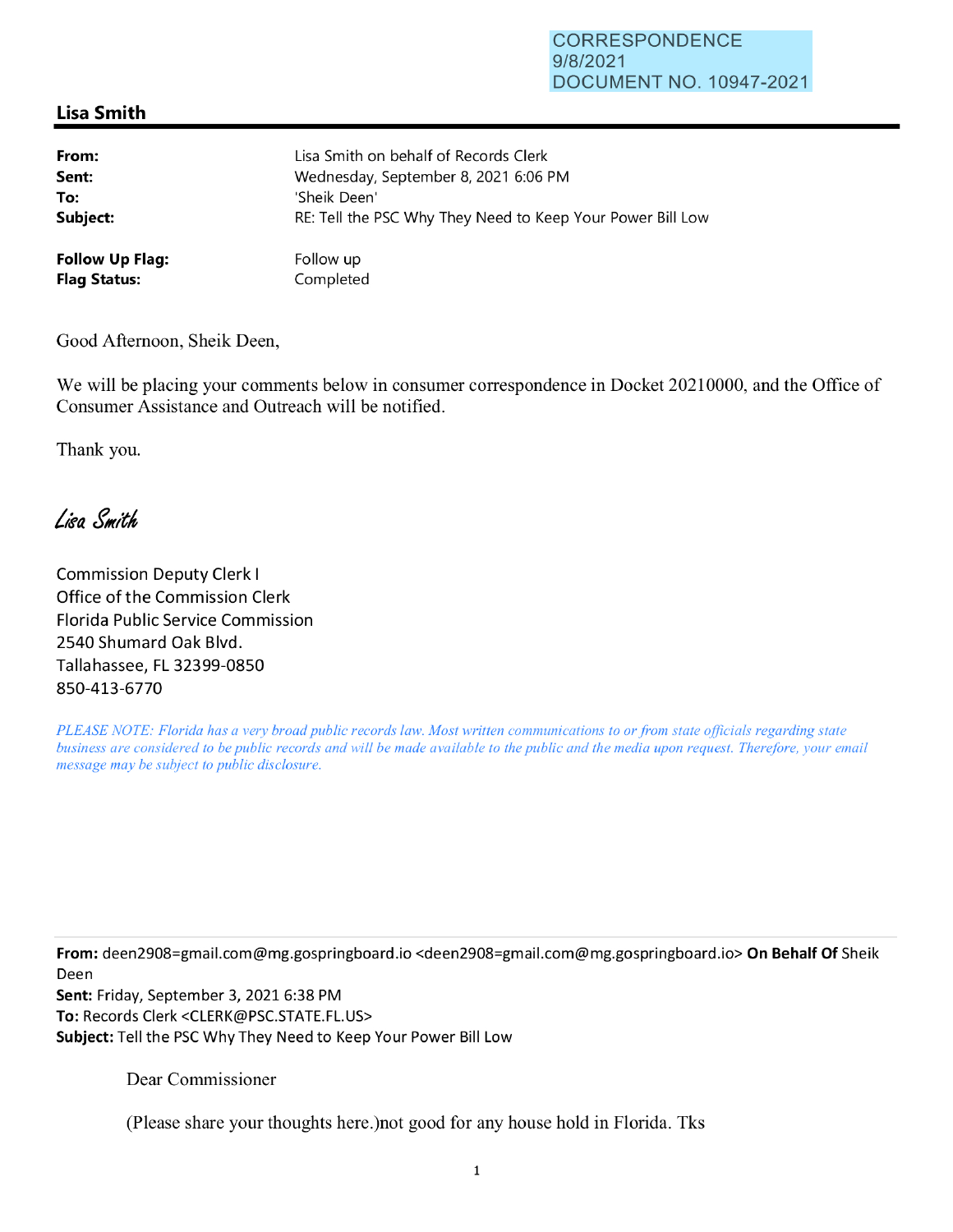CORRESPONDENCE
9/8/2021
DOCUMENT NO. 10947-2021

## Lisa Smith

**From:** Lisa Smith on behalf of Records Clerk
**Sent:** Wednesday, September 8, 2021 6:06 PM
**To:** 'Sheik Deen'
**Subject:** RE: Tell the PSC Why They Need to Keep Your Power Bill Low

**Follow Up Flag:** Follow up
**Flag Status:** Completed

Good Afternoon, Sheik Deen,

We will be placing your comments below in consumer correspondence in Docket 20210000, and the Office of Consumer Assistance and Outreach will be notified.

Thank you.

*Lisa Smith*

Commission Deputy Clerk I
Office of the Commission Clerk
Florida Public Service Commission
2540 Shumard Oak Blvd.
Tallahassee, FL 32399-0850
850-413-6770

*PLEASE NOTE: Florida has a very broad public records law. Most written communications to or from state officials regarding state business are considered to be public records and will be made available to the public and the media upon request. Therefore, your email message may be subject to public disclosure.*

---

**From:** deen2908=gmail.com@mg.gospringboard.io <deen2908=gmail.com@mg.gospringboard.io> **On Behalf Of** Sheik Deen
**Sent:** Friday, September 3, 2021 6:38 PM
**To:** Records Clerk <CLERK@PSC.STATE.FL.US>
**Subject:** Tell the PSC Why They Need to Keep Your Power Bill Low

Dear Commissioner

(Please share your thoughts here.)not good for any house hold in Florida. Tks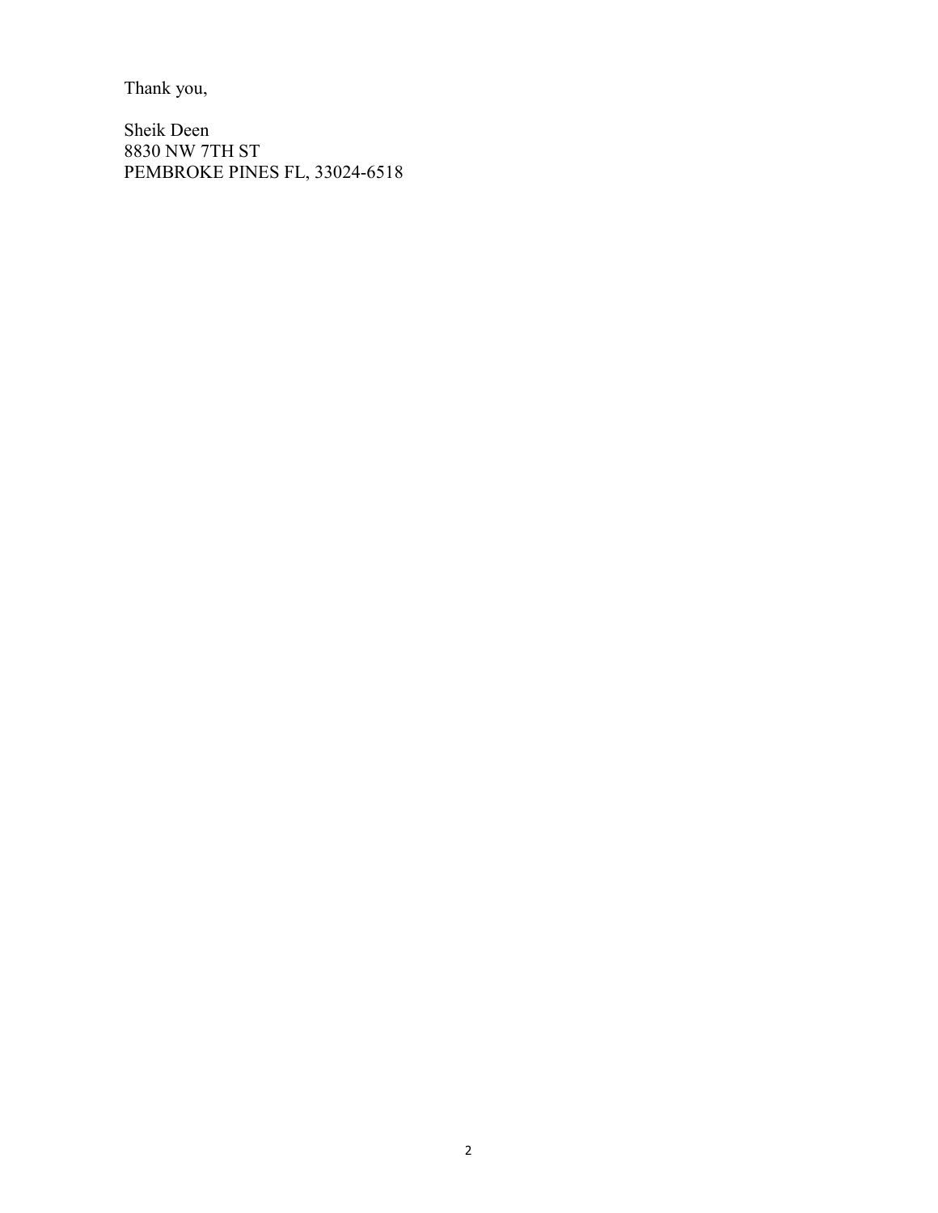Thank you,

Sheik Deen  
8830 NW 7TH ST  
PEMBROKE PINES FL, 33024-6518